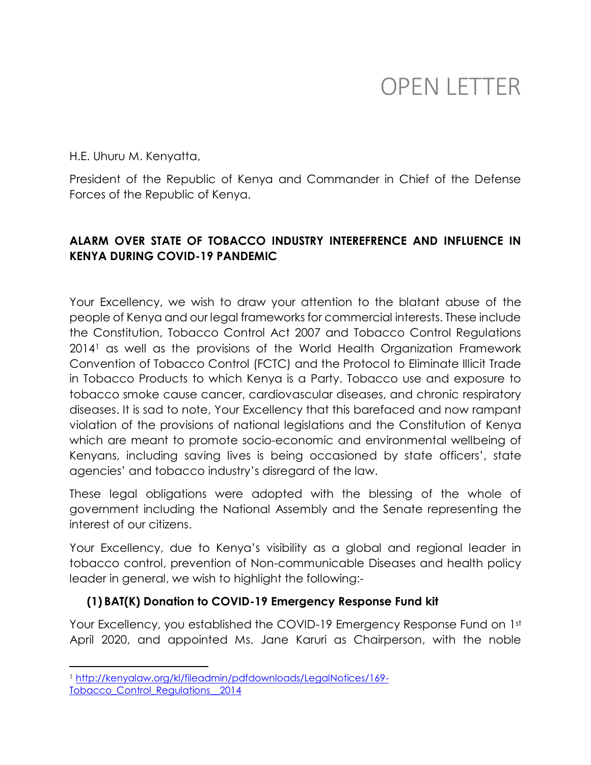# OPEN LETTER

H.E. Uhuru M. Kenyatta,

President of the Republic of Kenya and Commander in Chief of the Defense Forces of the Republic of Kenya.

**ALARM OVER STATE OF TOBACCO INDUSTRY INTEREFRENCE AND INFLUENCE IN KENYA DURING COVID-19 PANDEMIC**

Your Excellency, we wish to draw your attention to the blatant abuse of the people of Kenya and our legal frameworks for commercial interests. These include the Constitution, Tobacco Control Act 2007 and Tobacco Control Regulations 2014[1] as well as the provisions of the World Health Organization Framework Convention of Tobacco Control (FCTC) and the Protocol to Eliminate Illicit Trade in Tobacco Products to which Kenya is a Party. Tobacco use and exposure to tobacco smoke cause cancer, cardiovascular diseases, and chronic respiratory diseases. It is sad to note, Your Excellency that this barefaced and now rampant violation of the provisions of national legislations and the Constitution of Kenya which are meant to promote socio-economic and environmental wellbeing of Kenyans, including saving lives is being occasioned by state officers', state agencies' and tobacco industry's disregard of the law.

These legal obligations were adopted with the blessing of the whole of government including the National Assembly and the Senate representing the interest of our citizens.

Your Excellency, due to Kenya's visibility as a global and regional leader in tobacco control, prevention of Non-communicable Diseases and health policy leader in general, we wish to highlight the following:-

**(1) BAT(K) Donation to COVID-19 Emergency Response Fund kit**

Your Excellency, you established the COVID-19 Emergency Response Fund on 1st April 2020, and appointed Ms. Jane Karuri as Chairperson, with the noble

[1] http://kenyalaw.org/kl/fileadmin/pdfdownloads/LegalNotices/169-Tobacco_Control_Regulations__2014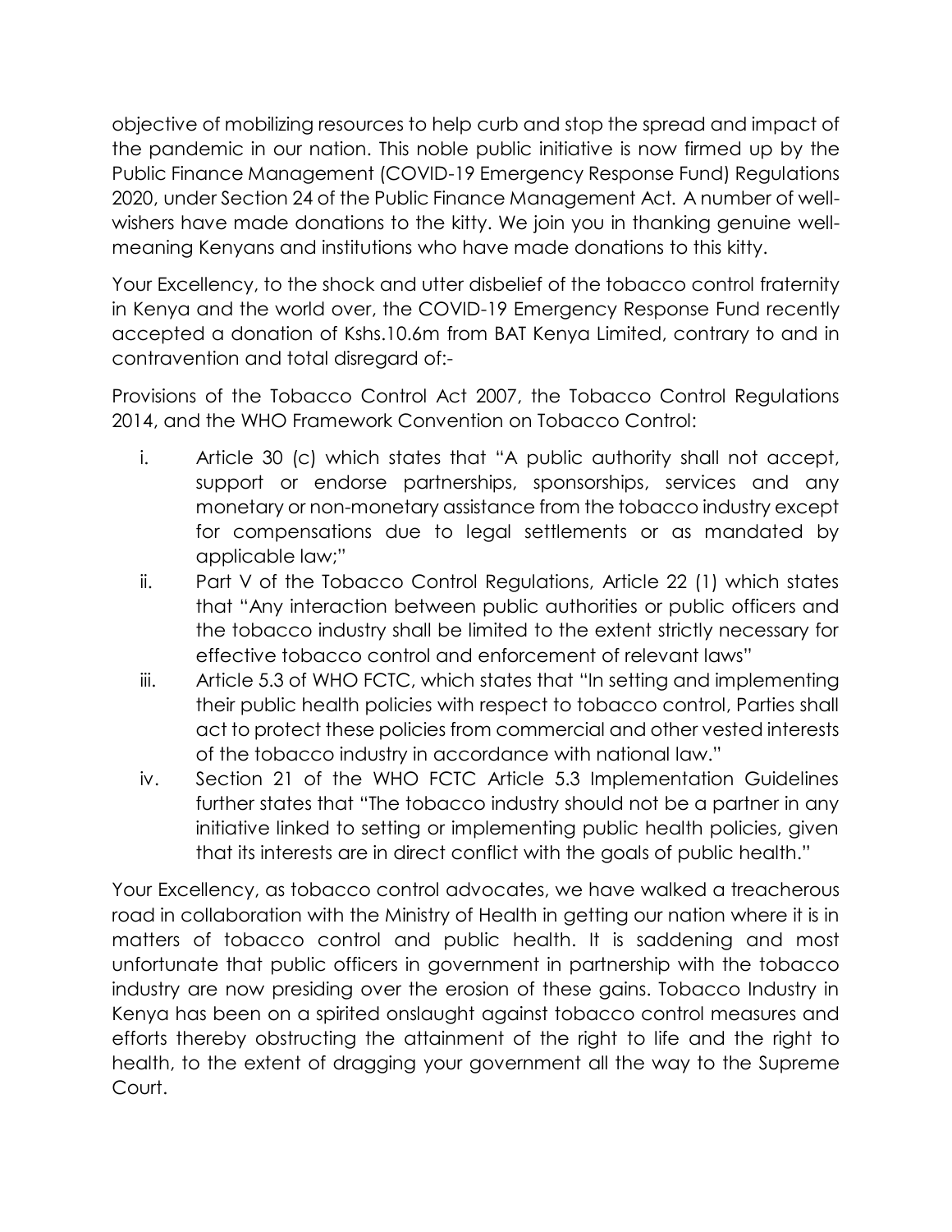objective of mobilizing resources to help curb and stop the spread and impact of the pandemic in our nation. This noble public initiative is now firmed up by the Public Finance Management (COVID-19 Emergency Response Fund) Regulations 2020, under Section 24 of the Public Finance Management Act. A number of well-wishers have made donations to the kitty. We join you in thanking genuine well-meaning Kenyans and institutions who have made donations to this kitty.

Your Excellency, to the shock and utter disbelief of the tobacco control fraternity in Kenya and the world over, the COVID-19 Emergency Response Fund recently accepted a donation of Kshs.10.6m from BAT Kenya Limited, contrary to and in contravention and total disregard of:-

Provisions of the Tobacco Control Act 2007, the Tobacco Control Regulations 2014, and the WHO Framework Convention on Tobacco Control:

i. Article 30 (c) which states that "A public authority shall not accept, support or endorse partnerships, sponsorships, services and any monetary or non-monetary assistance from the tobacco industry except for compensations due to legal settlements or as mandated by applicable law;"
ii. Part V of the Tobacco Control Regulations, Article 22 (1) which states that "Any interaction between public authorities or public officers and the tobacco industry shall be limited to the extent strictly necessary for effective tobacco control and enforcement of relevant laws"
iii. Article 5.3 of WHO FCTC, which states that "In setting and implementing their public health policies with respect to tobacco control, Parties shall act to protect these policies from commercial and other vested interests of the tobacco industry in accordance with national law."
iv. Section 21 of the WHO FCTC Article 5.3 Implementation Guidelines further states that "The tobacco industry should not be a partner in any initiative linked to setting or implementing public health policies, given that its interests are in direct conflict with the goals of public health."

Your Excellency, as tobacco control advocates, we have walked a treacherous road in collaboration with the Ministry of Health in getting our nation where it is in matters of tobacco control and public health. It is saddening and most unfortunate that public officers in government in partnership with the tobacco industry are now presiding over the erosion of these gains. Tobacco Industry in Kenya has been on a spirited onslaught against tobacco control measures and efforts thereby obstructing the attainment of the right to life and the right to health, to the extent of dragging your government all the way to the Supreme Court.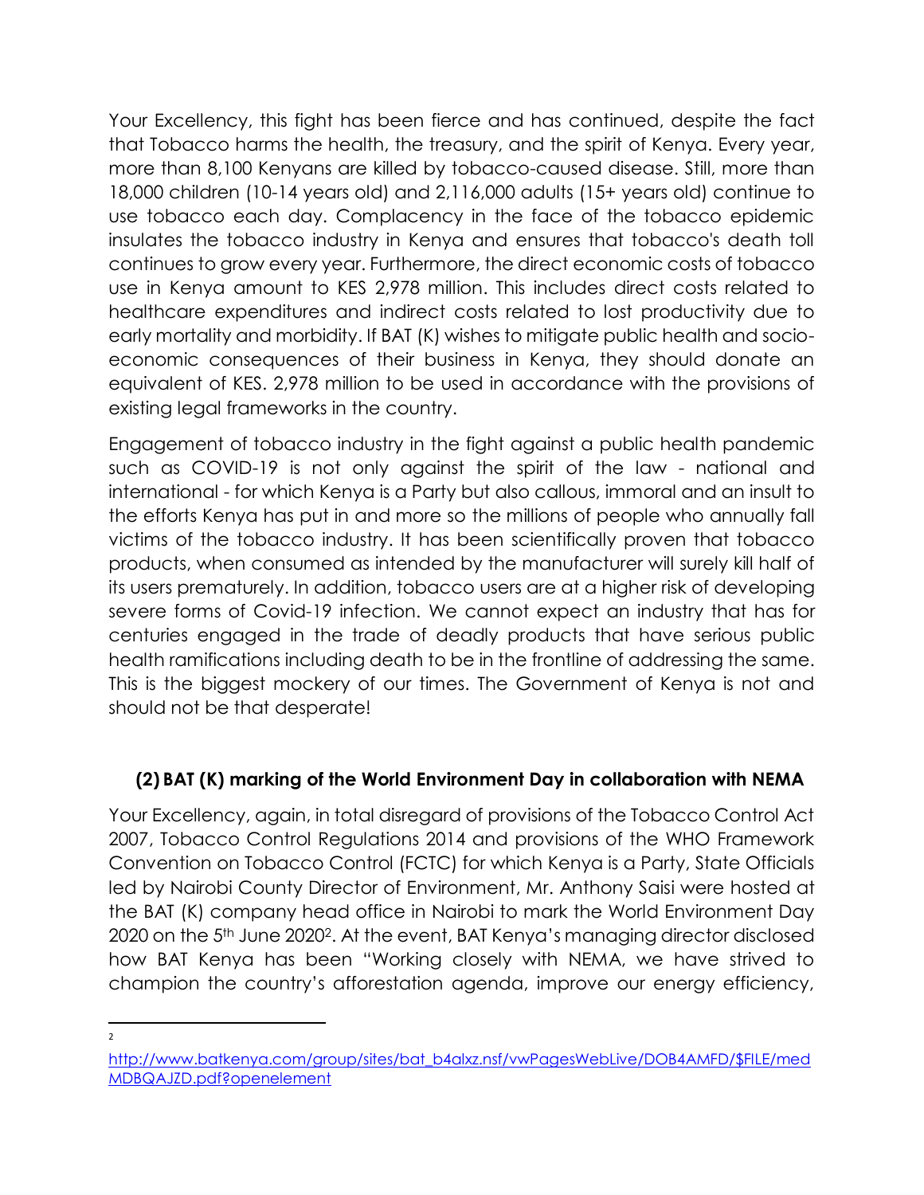Your Excellency, this fight has been fierce and has continued, despite the fact that Tobacco harms the health, the treasury, and the spirit of Kenya. Every year, more than 8,100 Kenyans are killed by tobacco-caused disease. Still, more than 18,000 children (10-14 years old) and 2,116,000 adults (15+ years old) continue to use tobacco each day. Complacency in the face of the tobacco epidemic insulates the tobacco industry in Kenya and ensures that tobacco's death toll continues to grow every year. Furthermore, the direct economic costs of tobacco use in Kenya amount to KES 2,978 million. This includes direct costs related to healthcare expenditures and indirect costs related to lost productivity due to early mortality and morbidity. If BAT (K) wishes to mitigate public health and socio-economic consequences of their business in Kenya, they should donate an equivalent of KES. 2,978 million to be used in accordance with the provisions of existing legal frameworks in the country.

Engagement of tobacco industry in the fight against a public health pandemic such as COVID-19 is not only against the spirit of the law - national and international - for which Kenya is a Party but also callous, immoral and an insult to the efforts Kenya has put in and more so the millions of people who annually fall victims of the tobacco industry. It has been scientifically proven that tobacco products, when consumed as intended by the manufacturer will surely kill half of its users prematurely. In addition, tobacco users are at a higher risk of developing severe forms of Covid-19 infection. We cannot expect an industry that has for centuries engaged in the trade of deadly products that have serious public health ramifications including death to be in the frontline of addressing the same. This is the biggest mockery of our times. The Government of Kenya is not and should not be that desperate!

### (2) BAT (K) marking of the World Environment Day in collaboration with NEMA

Your Excellency, again, in total disregard of provisions of the Tobacco Control Act 2007, Tobacco Control Regulations 2014 and provisions of the WHO Framework Convention on Tobacco Control (FCTC) for which Kenya is a Party, State Officials led by Nairobi County Director of Environment, Mr. Anthony Saisi were hosted at the BAT (K) company head office in Nairobi to mark the World Environment Day 2020 on the 5th June 2020[2]. At the event, BAT Kenya's managing director disclosed how BAT Kenya has been "Working closely with NEMA, we have strived to champion the country's afforestation agenda, improve our energy efficiency,

---

[2] http://www.batkenya.com/group/sites/bat_b4alxz.nsf/vwPagesWebLive/DOB4AMFD/$FILE/medMDBQAJZD.pdf?openelement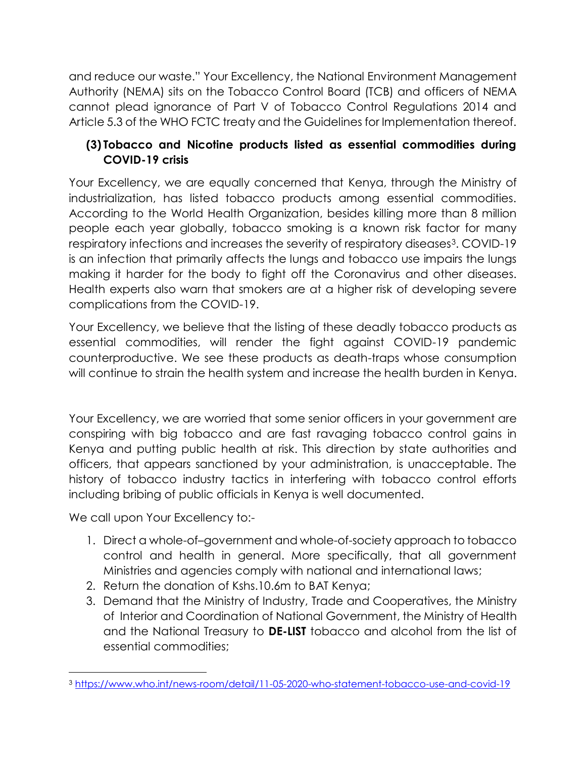and reduce our waste." Your Excellency, the National Environment Management Authority (NEMA) sits on the Tobacco Control Board (TCB) and officers of NEMA cannot plead ignorance of Part V of Tobacco Control Regulations 2014 and Article 5.3 of the WHO FCTC treaty and the Guidelines for Implementation thereof.

### (3) Tobacco and Nicotine products listed as essential commodities during COVID-19 crisis

Your Excellency, we are equally concerned that Kenya, through the Ministry of industrialization, has listed tobacco products among essential commodities. According to the World Health Organization, besides killing more than 8 million people each year globally, tobacco smoking is a known risk factor for many respiratory infections and increases the severity of respiratory diseases[3]. COVID-19 is an infection that primarily affects the lungs and tobacco use impairs the lungs making it harder for the body to fight off the Coronavirus and other diseases. Health experts also warn that smokers are at a higher risk of developing severe complications from the COVID-19.

Your Excellency, we believe that the listing of these deadly tobacco products as essential commodities, will render the fight against COVID-19 pandemic counterproductive. We see these products as death-traps whose consumption will continue to strain the health system and increase the health burden in Kenya.

Your Excellency, we are worried that some senior officers in your government are conspiring with big tobacco and are fast ravaging tobacco control gains in Kenya and putting public health at risk. This direction by state authorities and officers, that appears sanctioned by your administration, is unacceptable. The history of tobacco industry tactics in interfering with tobacco control efforts including bribing of public officials in Kenya is well documented.

We call upon Your Excellency to:-

1. Direct a whole-of–government and whole-of-society approach to tobacco control and health in general. More specifically, that all government Ministries and agencies comply with national and international laws;
2. Return the donation of Kshs.10.6m to BAT Kenya;
3. Demand that the Ministry of Industry, Trade and Cooperatives, the Ministry of Interior and Coordination of National Government, the Ministry of Health and the National Treasury to **DE-LIST** tobacco and alcohol from the list of essential commodities;

---

[3] https://www.who.int/news-room/detail/11-05-2020-who-statement-tobacco-use-and-covid-19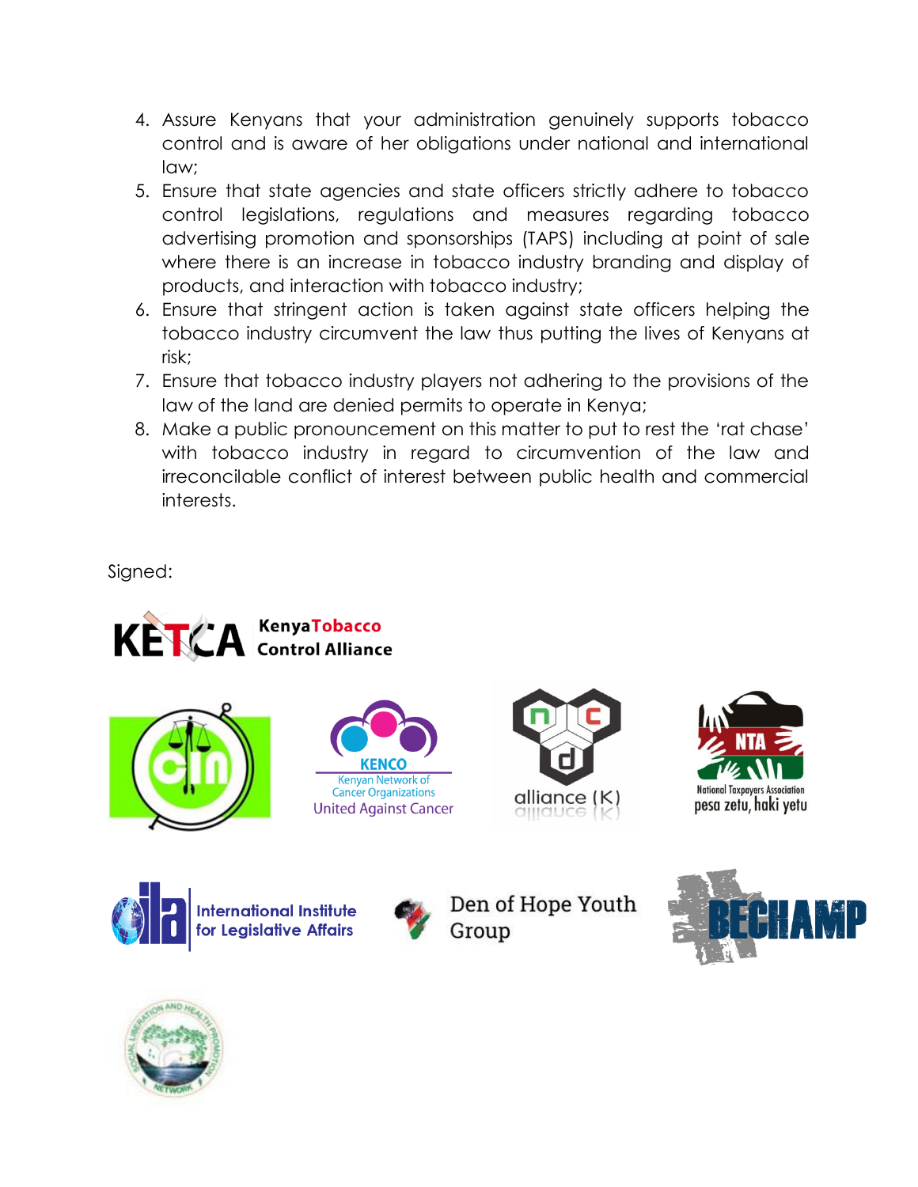4. Assure Kenyans that your administration genuinely supports tobacco control and is aware of her obligations under national and international law;
5. Ensure that state agencies and state officers strictly adhere to tobacco control legislations, regulations and measures regarding tobacco advertising promotion and sponsorships (TAPS) including at point of sale where there is an increase in tobacco industry branding and display of products, and interaction with tobacco industry;
6. Ensure that stringent action is taken against state officers helping the tobacco industry circumvent the law thus putting the lives of Kenyans at risk;
7. Ensure that tobacco industry players not adhering to the provisions of the law of the land are denied permits to operate in Kenya;
8. Make a public pronouncement on this matter to put to rest the 'rat chase' with tobacco industry in regard to circumvention of the law and irreconcilable conflict of interest between public health and commercial interests.

Signed:

KETCA Kenya Tobacco Control Alliance

KENCO Kenyan Network of Cancer Organizations United Against Cancer

ncd alliance (K)

NTA National Taxpayers Association pesa zetu, haki yetu

International Institute for Legislative Affairs

Den of Hope Youth Group

BECHAMP